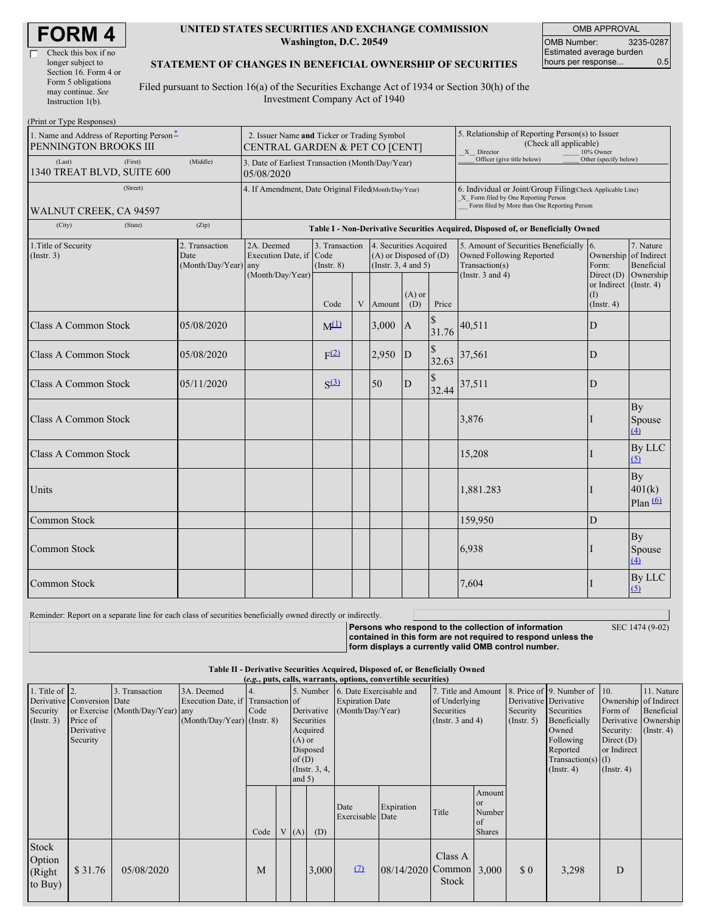# FORM 4

☐ Check this box if no longer subject to Section 16. Form 4 or Form 5 obligations may continue. *See* Instruction 1(b).

**UNITED STATES SECURITIES AND EXCHANGE COMMISSION**
**Washington, D.C. 20549**

**STATEMENT OF CHANGES IN BENEFICIAL OWNERSHIP OF SECURITIES**

Filed pursuant to Section 16(a) of the Securities Exchange Act of 1934 or Section 30(h) of the Investment Company Act of 1940

| OMB APPROVAL | |
|---|---|
| OMB Number: | 3235-0287 |
| Estimated average burden hours per response... | 0.5 |

(Print or Type Responses)

| | | |
|---|---|---|
| 1. Name and Address of Reporting Person* PENNINGTON BROOKS III<br>(Last) (First) (Middle)<br>1340 TREAT BLVD, SUITE 600<br>(Street)<br>WALNUT CREEK, CA 94597<br>(City) (State) (Zip) | 2. Issuer Name **and** Ticker or Trading Symbol CENTRAL GARDEN & PET CO [CENT]<br>3. Date of Earliest Transaction (Month/Day/Year) 05/08/2020<br>4. If Amendment, Date Original Filed(Month/Day/Year) | 5. Relationship of Reporting Person(s) to Issuer (Check all applicable)<br>_X_ Director ___ 10% Owner<br>___ Officer (give title below) ___ Other (specify below)<br>6. Individual or Joint/Group Filing(Check Applicable Line)<br>_X_ Form filed by One Reporting Person<br>___ Form filed by More than One Reporting Person |

**Table I - Non-Derivative Securities Acquired, Disposed of, or Beneficially Owned**

| 1.Title of Security (Instr. 3) | 2. Transaction Date (Month/Day/Year) | 2A. Deemed Execution Date, if any (Month/Day/Year) | 3. Transaction Code (Instr. 8) | | 4. Securities Acquired (A) or Disposed of (D) (Instr. 3, 4 and 5) | | | 5. Amount of Securities Beneficially Owned Following Reported Transaction(s) (Instr. 3 and 4) | 6. Ownership Form: Direct (D) or Indirect (I) (Instr. 4) | 7. Nature of Indirect Beneficial Ownership (Instr. 4) |
|---|---|---|---|---|---|---|---|---|---|---|
| | | | Code | V | Amount | (A) or (D) | Price | | | |
| Class A Common Stock | 05/08/2020 | | M[(1)] | | 3,000 | A | $ 31.76 | 40,511 | D | |
| Class A Common Stock | 05/08/2020 | | F[(2)] | | 2,950 | D | $ 32.63 | 37,561 | D | |
| Class A Common Stock | 05/11/2020 | | S[(3)] | | 50 | D | $ 32.44 | 37,511 | D | |
| Class A Common Stock | | | | | | | | 3,876 | I | By Spouse [(4)] |
| Class A Common Stock | | | | | | | | 15,208 | I | By LLC [(5)] |
| Units | | | | | | | | 1,881.283 | I | By 401(k) Plan [(6)] |
| Common Stock | | | | | | | | 159,950 | D | |
| Common Stock | | | | | | | | 6,938 | I | By Spouse [(4)] |
| Common Stock | | | | | | | | 7,604 | I | By LLC [(5)] |

Reminder: Report on a separate line for each class of securities beneficially owned directly or indirectly.

**Persons who respond to the collection of information contained in this form are not required to respond unless the form displays a currently valid OMB control number.** SEC 1474 (9-02)

**Table II - Derivative Securities Acquired, Disposed of, or Beneficially Owned**
**(*e.g.*, puts, calls, warrants, options, convertible securities)**

| 1. Title of Derivative Security (Instr. 3) | 2. Conversion or Exercise Price of Derivative Security | 3. Transaction Date (Month/Day/Year) | 3A. Deemed Execution Date, if any (Month/Day/Year) | 4. Transaction Code (Instr. 8) | | 5. Number of Derivative Securities Acquired (A) or Disposed of (D) (Instr. 3, 4, and 5) | | 6. Date Exercisable and Expiration Date (Month/Day/Year) | | 7. Title and Amount of Underlying Securities (Instr. 3 and 4) | | 8. Price of Derivative Security (Instr. 5) | 9. Number of Derivative Securities Beneficially Owned Following Reported Transaction(s) (Instr. 4) | 10. Ownership Form of Derivative Security: Direct (D) or Indirect (I) (Instr. 4) | 11. Nature of Indirect Beneficial Ownership (Instr. 4) |
|---|---|---|---|---|---|---|---|---|---|---|---|---|---|---|---|
| | | | | Code | V | (A) | (D) | Date Exercisable | Expiration Date | Title | Amount or Number of Shares | | | | |
| Stock Option (Right to Buy) | $ 31.76 | 05/08/2020 | | M | | | 3,000 | [(7)] | 08/14/2020 | Class A Common Stock | 3,000 | $ 0 | 3,298 | D | |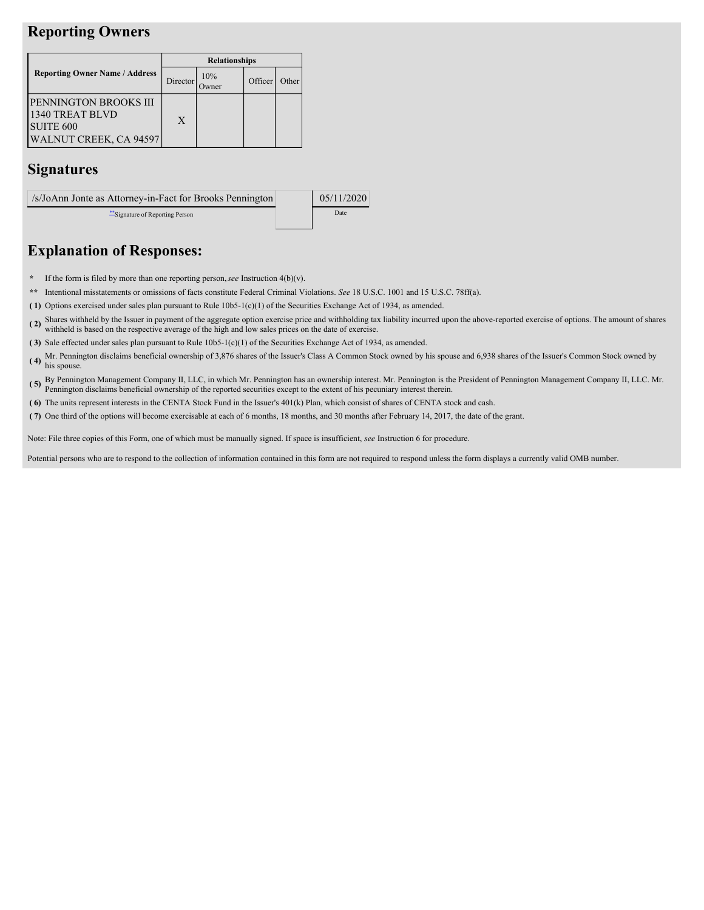## Reporting Owners

| Reporting Owner Name / Address | Relationships | | | |
|---|---|---|---|---|
| | Director | 10% Owner | Officer | Other |
| PENNINGTON BROOKS III<br>1340 TREAT BLVD<br>SUITE 600<br>WALNUT CREEK, CA 94597 | X | | | |

## Signatures

| | | |
|---|---|---|
| /s/JoAnn Jonte as Attorney-in-Fact for Brooks Pennington | | 05/11/2020 |
| **Signature of Reporting Person | | Date |

## Explanation of Responses:

- \* If the form is filed by more than one reporting person, *see* Instruction 4(b)(v).
- \*\* Intentional misstatements or omissions of facts constitute Federal Criminal Violations. *See* 18 U.S.C. 1001 and 15 U.S.C. 78ff(a).
- **( 1)** Options exercised under sales plan pursuant to Rule 10b5-1(c)(1) of the Securities Exchange Act of 1934, as amended.
- **( 2)** Shares withheld by the Issuer in payment of the aggregate option exercise price and withholding tax liability incurred upon the above-reported exercise of options. The amount of shares withheld is based on the respective average of the high and low sales prices on the date of exercise.
- **( 3)** Sale effected under sales plan pursuant to Rule 10b5-1(c)(1) of the Securities Exchange Act of 1934, as amended.
- **( 4)** Mr. Pennington disclaims beneficial ownership of 3,876 shares of the Issuer's Class A Common Stock owned by his spouse and 6,938 shares of the Issuer's Common Stock owned by his spouse.
- **( 5)** By Pennington Management Company II, LLC, in which Mr. Pennington has an ownership interest. Mr. Pennington is the President of Pennington Management Company II, LLC. Mr. Pennington disclaims beneficial ownership of the reported securities except to the extent of his pecuniary interest therein.
- **( 6)** The units represent interests in the CENTA Stock Fund in the Issuer's 401(k) Plan, which consist of shares of CENTA stock and cash.
- **( 7)** One third of the options will become exercisable at each of 6 months, 18 months, and 30 months after February 14, 2017, the date of the grant.

Note: File three copies of this Form, one of which must be manually signed. If space is insufficient, *see* Instruction 6 for procedure.

Potential persons who are to respond to the collection of information contained in this form are not required to respond unless the form displays a currently valid OMB number.